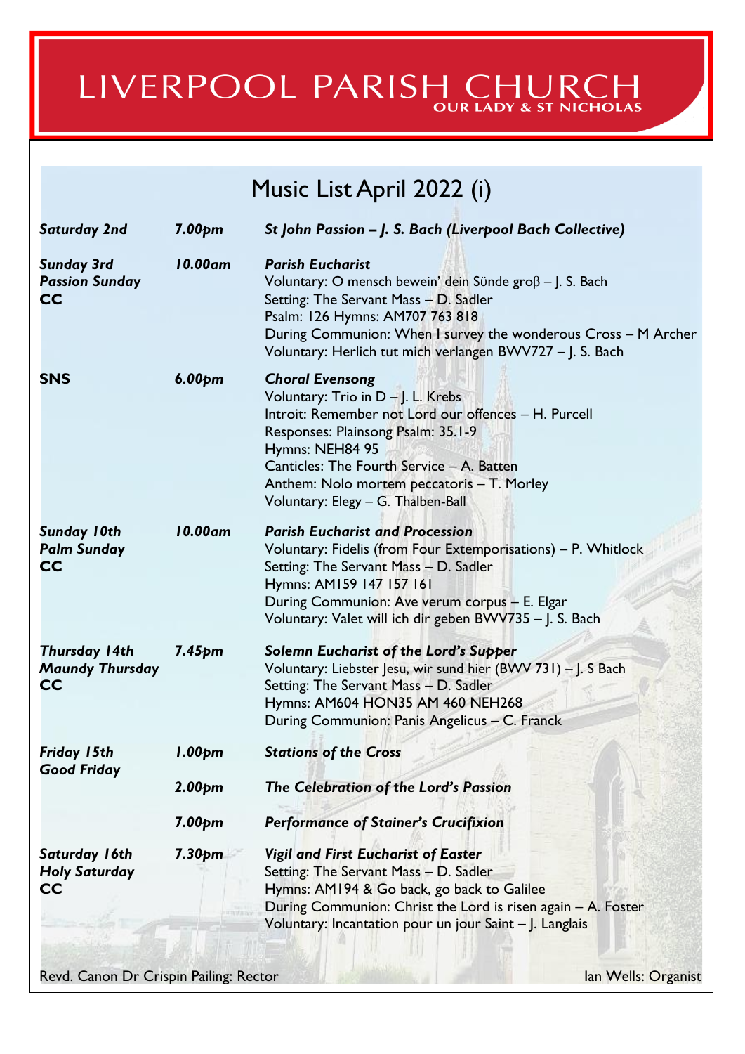# LIVERPOOL PARISH CHURCH

OUR LADY & ST NICHOLAS

## Music List April 2022 (i)

| | | |
|---|---|---|
| ***Saturday 2nd*** | ***7.00pm*** | ***St John Passion – J. S. Bach (Liverpool Bach Collective)*** |
| ***Sunday 3rd***<br>***Passion Sunday***<br>**CC** | ***10.00am*** | ***Parish Eucharist***<br>Voluntary: O mensch bewein' dein Sünde groβ – J. S. Bach<br>Setting: The Servant Mass – D. Sadler<br>Psalm: 126 Hymns: AM707 763 818<br>During Communion: When I survey the wonderous Cross – M Archer<br>Voluntary: Herlich tut mich verlangen BWV727 – J. S. Bach |
| **SNS** | ***6.00pm*** | ***Choral Evensong***<br>Voluntary: Trio in D – J. L. Krebs<br>Introit: Remember not Lord our offences – H. Purcell<br>Responses: Plainsong Psalm: 35.1-9<br>Hymns: NEH84 95<br>Canticles: The Fourth Service – A. Batten<br>Anthem: Nolo mortem peccatoris – T. Morley<br>Voluntary: Elegy – G. Thalben-Ball |
| ***Sunday 10th***<br>***Palm Sunday***<br>**CC** | ***10.00am*** | ***Parish Eucharist and Procession***<br>Voluntary: Fidelis (from Four Extemporisations) – P. Whitlock<br>Setting: The Servant Mass – D. Sadler<br>Hymns: AM159 147 157 161<br>During Communion: Ave verum corpus – E. Elgar<br>Voluntary: Valet will ich dir geben BWV735 – J. S. Bach |
| ***Thursday 14th***<br>***Maundy Thursday***<br>**CC** | ***7.45pm*** | ***Solemn Eucharist of the Lord's Supper***<br>Voluntary: Liebster Jesu, wir sund hier (BWV 731) – J. S Bach<br>Setting: The Servant Mass – D. Sadler<br>Hymns: AM604 HON35 AM 460 NEH268<br>During Communion: Panis Angelicus – C. Franck |
| ***Friday 15th***<br>***Good Friday*** | ***1.00pm*** | ***Stations of the Cross*** |
| | ***2.00pm*** | ***The Celebration of the Lord's Passion*** |
| | ***7.00pm*** | ***Performance of Stainer's Crucifixion*** |
| ***Saturday 16th***<br>***Holy Saturday***<br>**CC** | ***7.30pm*** | ***Vigil and First Eucharist of Easter***<br>Setting: The Servant Mass – D. Sadler<br>Hymns: AM194 & Go back, go back to Galilee<br>During Communion: Christ the Lord is risen again – A. Foster<br>Voluntary: Incantation pour un jour Saint – J. Langlais |

Revd. Canon Dr Crispin Pailing: Rector

Ian Wells: Organist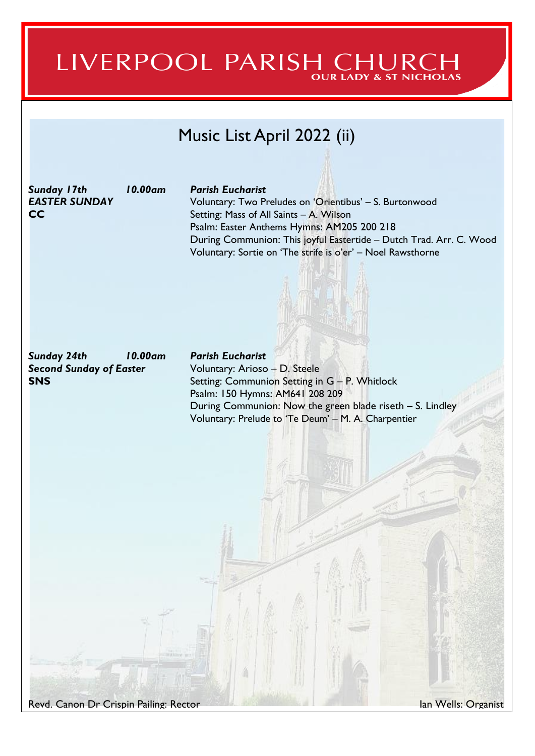# LIVERPOOL PARISH CHURCH
**OUR LADY & ST NICHOLAS**

## Music List April 2022 (ii)

***Sunday 17th*** ***10.00am***
***EASTER SUNDAY***
**CC**

***Parish Eucharist***
Voluntary: Two Preludes on 'Orientibus' – S. Burtonwood
Setting: Mass of All Saints – A. Wilson
Psalm: Easter Anthems Hymns: AM205 200 218
During Communion: This joyful Eastertide – Dutch Trad. Arr. C. Wood
Voluntary: Sortie on 'The strife is o'er' – Noel Rawsthorne

***Sunday 24th*** ***10.00am***
***Second Sunday of Easter***
**SNS**

***Parish Eucharist***
Voluntary: Arioso – D. Steele
Setting: Communion Setting in G – P. Whitlock
Psalm: 150 Hymns: AM641 208 209
During Communion: Now the green blade riseth – S. Lindley
Voluntary: Prelude to 'Te Deum' – M. A. Charpentier

Revd. Canon Dr Crispin Pailing: Rector

Ian Wells: Organist